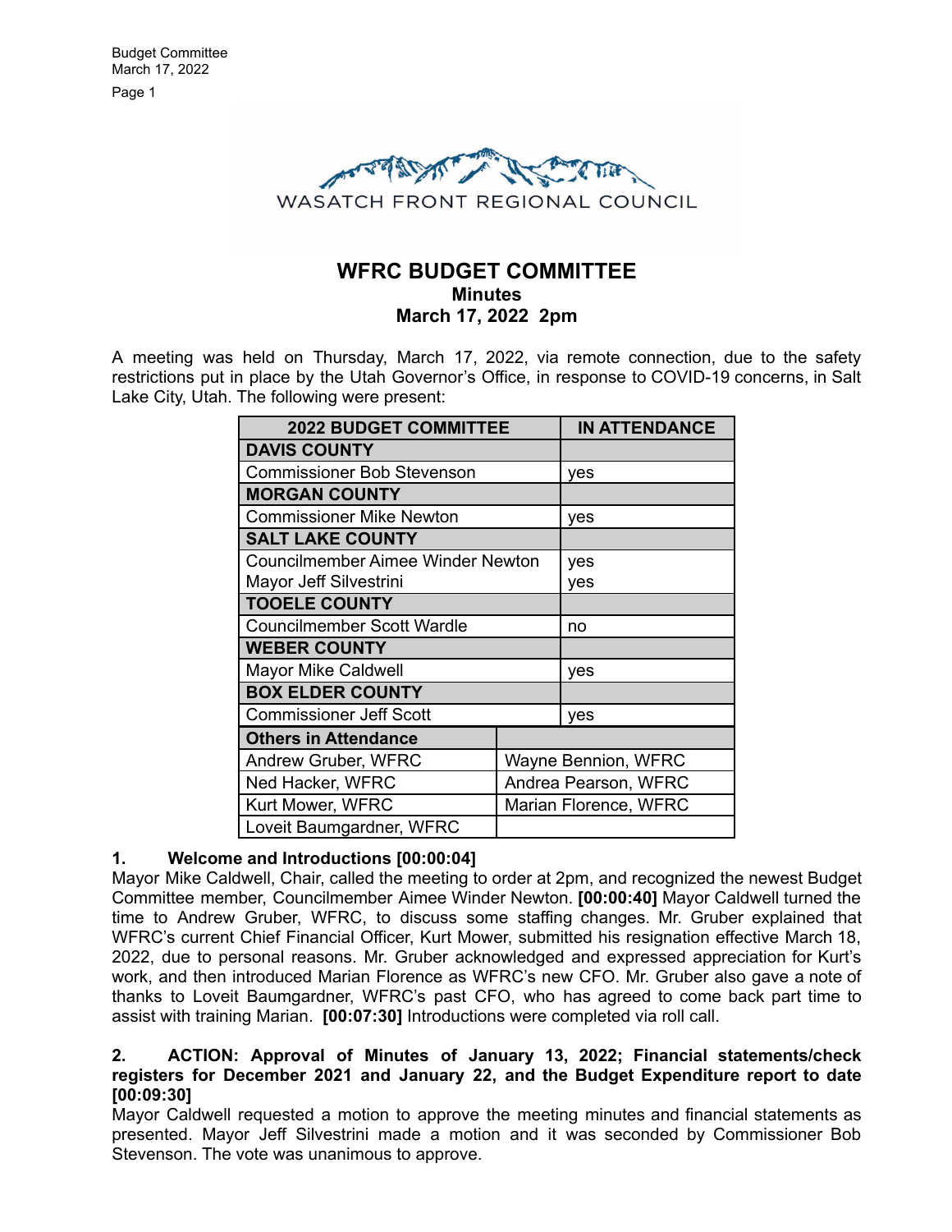WASATCH FRONT REGIONAL COUNCIL

# WFRC BUDGET COMMITTEE
## Minutes
## March 17, 2022 2pm

A meeting was held on Thursday, March 17, 2022, via remote connection, due to the safety restrictions put in place by the Utah Governor's Office, in response to COVID-19 concerns, in Salt Lake City, Utah. The following were present:

| 2022 BUDGET COMMITTEE | IN ATTENDANCE |
|---|---|
| **DAVIS COUNTY** | |
| Commissioner Bob Stevenson | yes |
| **MORGAN COUNTY** | |
| Commissioner Mike Newton | yes |
| **SALT LAKE COUNTY** | |
| Councilmember Aimee Winder Newton | yes |
| Mayor Jeff Silvestrini | yes |
| **TOOELE COUNTY** | |
| Councilmember Scott Wardle | no |
| **WEBER COUNTY** | |
| Mayor Mike Caldwell | yes |
| **BOX ELDER COUNTY** | |
| Commissioner Jeff Scott | yes |
| **Others in Attendance** | |
| Andrew Gruber, WFRC | Wayne Bennion, WFRC |
| Ned Hacker, WFRC | Andrea Pearson, WFRC |
| Kurt Mower, WFRC | Marian Florence, WFRC |
| Loveit Baumgardner, WFRC | |

**1. Welcome and Introductions [00:00:04]**

Mayor Mike Caldwell, Chair, called the meeting to order at 2pm, and recognized the newest Budget Committee member, Councilmember Aimee Winder Newton. **[00:00:40]** Mayor Caldwell turned the time to Andrew Gruber, WFRC, to discuss some staffing changes. Mr. Gruber explained that WFRC's current Chief Financial Officer, Kurt Mower, submitted his resignation effective March 18, 2022, due to personal reasons. Mr. Gruber acknowledged and expressed appreciation for Kurt's work, and then introduced Marian Florence as WFRC's new CFO. Mr. Gruber also gave a note of thanks to Loveit Baumgardner, WFRC's past CFO, who has agreed to come back part time to assist with training Marian. **[00:07:30]** Introductions were completed via roll call.

**2. ACTION: Approval of Minutes of January 13, 2022; Financial statements/check registers for December 2021 and January 22, and the Budget Expenditure report to date [00:09:30]**

Mayor Caldwell requested a motion to approve the meeting minutes and financial statements as presented. Mayor Jeff Silvestrini made a motion and it was seconded by Commissioner Bob Stevenson. The vote was unanimous to approve.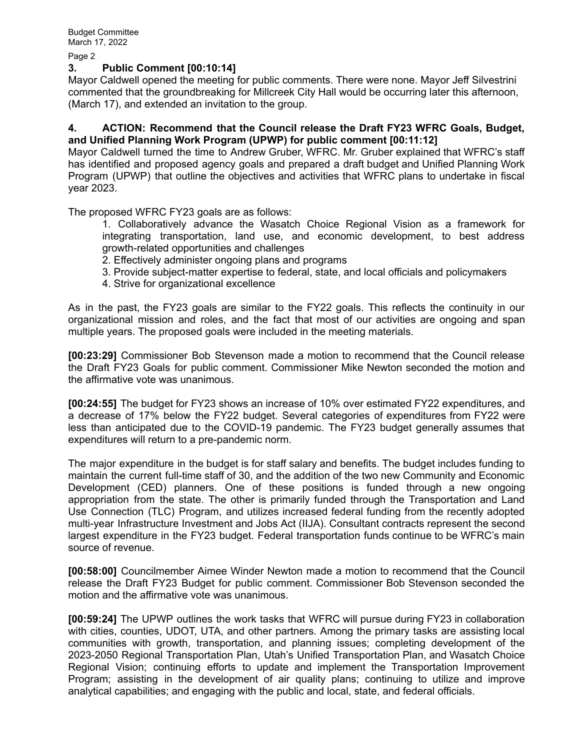### 3. Public Comment [00:10:14]

Mayor Caldwell opened the meeting for public comments. There were none. Mayor Jeff Silvestrini commented that the groundbreaking for Millcreek City Hall would be occurring later this afternoon, (March 17), and extended an invitation to the group.

### 4. ACTION: Recommend that the Council release the Draft FY23 WFRC Goals, Budget, and Unified Planning Work Program (UPWP) for public comment [00:11:12]

Mayor Caldwell turned the time to Andrew Gruber, WFRC. Mr. Gruber explained that WFRC's staff has identified and proposed agency goals and prepared a draft budget and Unified Planning Work Program (UPWP) that outline the objectives and activities that WFRC plans to undertake in fiscal year 2023.

The proposed WFRC FY23 goals are as follows:

1. Collaboratively advance the Wasatch Choice Regional Vision as a framework for integrating transportation, land use, and economic development, to best address growth-related opportunities and challenges
2. Effectively administer ongoing plans and programs
3. Provide subject-matter expertise to federal, state, and local officials and policymakers
4. Strive for organizational excellence

As in the past, the FY23 goals are similar to the FY22 goals. This reflects the continuity in our organizational mission and roles, and the fact that most of our activities are ongoing and span multiple years. The proposed goals were included in the meeting materials.

**[00:23:29]** Commissioner Bob Stevenson made a motion to recommend that the Council release the Draft FY23 Goals for public comment. Commissioner Mike Newton seconded the motion and the affirmative vote was unanimous.

**[00:24:55]** The budget for FY23 shows an increase of 10% over estimated FY22 expenditures, and a decrease of 17% below the FY22 budget. Several categories of expenditures from FY22 were less than anticipated due to the COVID-19 pandemic. The FY23 budget generally assumes that expenditures will return to a pre-pandemic norm.

The major expenditure in the budget is for staff salary and benefits. The budget includes funding to maintain the current full-time staff of 30, and the addition of the two new Community and Economic Development (CED) planners. One of these positions is funded through a new ongoing appropriation from the state. The other is primarily funded through the Transportation and Land Use Connection (TLC) Program, and utilizes increased federal funding from the recently adopted multi-year Infrastructure Investment and Jobs Act (IIJA). Consultant contracts represent the second largest expenditure in the FY23 budget. Federal transportation funds continue to be WFRC's main source of revenue.

**[00:58:00]** Councilmember Aimee Winder Newton made a motion to recommend that the Council release the Draft FY23 Budget for public comment. Commissioner Bob Stevenson seconded the motion and the affirmative vote was unanimous.

**[00:59:24]** The UPWP outlines the work tasks that WFRC will pursue during FY23 in collaboration with cities, counties, UDOT, UTA, and other partners. Among the primary tasks are assisting local communities with growth, transportation, and planning issues; completing development of the 2023-2050 Regional Transportation Plan, Utah's Unified Transportation Plan, and Wasatch Choice Regional Vision; continuing efforts to update and implement the Transportation Improvement Program; assisting in the development of air quality plans; continuing to utilize and improve analytical capabilities; and engaging with the public and local, state, and federal officials.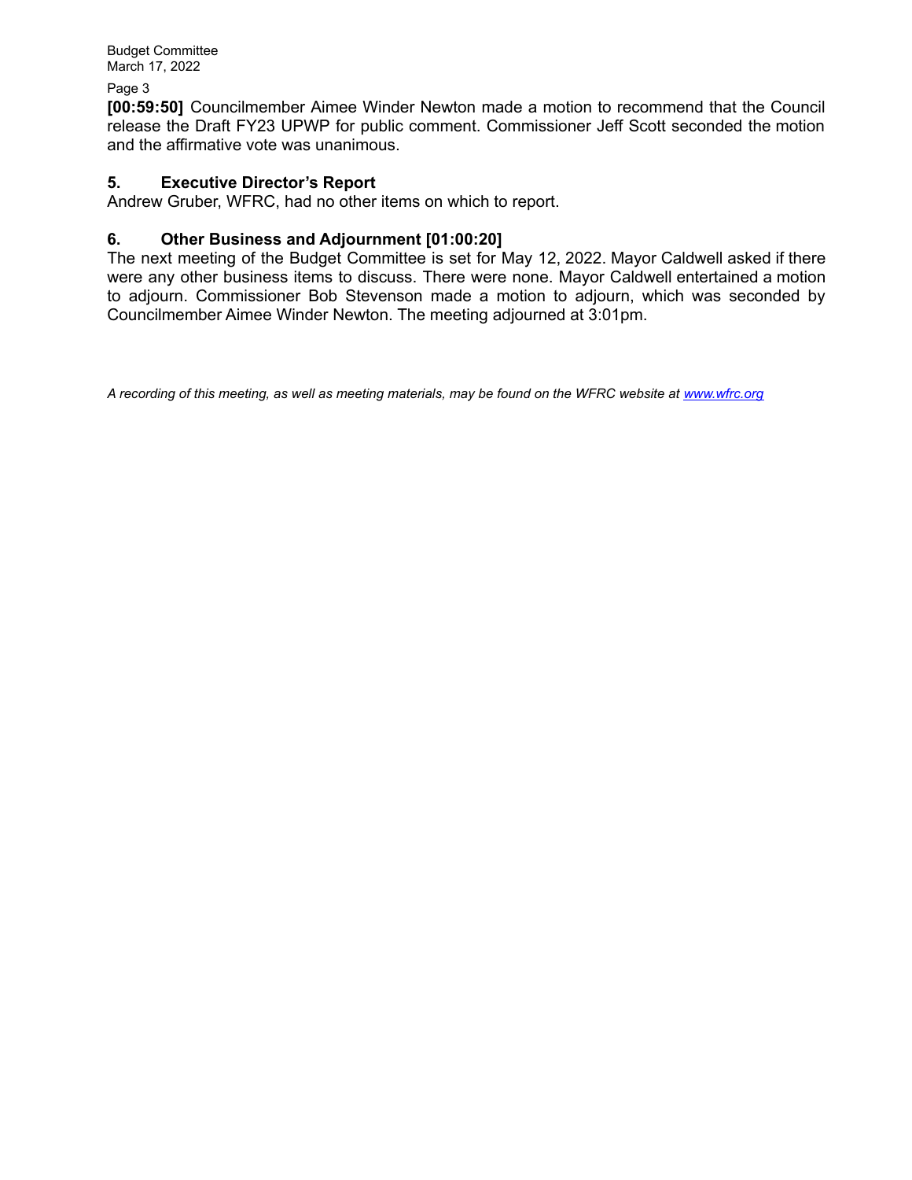**[00:59:50]** Councilmember Aimee Winder Newton made a motion to recommend that the Council release the Draft FY23 UPWP for public comment. Commissioner Jeff Scott seconded the motion and the affirmative vote was unanimous.

## 5. Executive Director's Report

Andrew Gruber, WFRC, had no other items on which to report.

## 6. Other Business and Adjournment [01:00:20]

The next meeting of the Budget Committee is set for May 12, 2022. Mayor Caldwell asked if there were any other business items to discuss. There were none. Mayor Caldwell entertained a motion to adjourn. Commissioner Bob Stevenson made a motion to adjourn, which was seconded by Councilmember Aimee Winder Newton. The meeting adjourned at 3:01pm.

*A recording of this meeting, as well as meeting materials, may be found on the WFRC website at [www.wfrc.org](http://www.wfrc.org)*